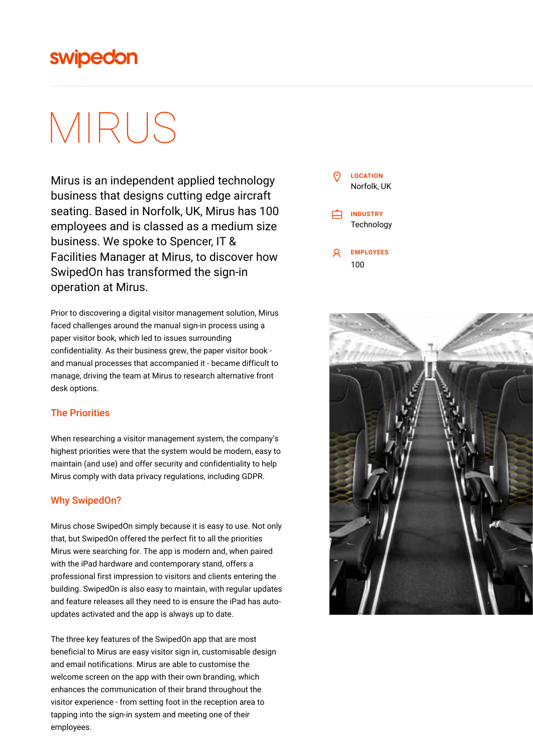swipedon

# MIRUS

Mirus is an independent applied technology business that designs cutting edge aircraft seating. Based in Norfolk, UK, Mirus has 100 employees and is classed as a medium size business. We spoke to Spencer, IT & Facilities Manager at Mirus, to discover how SwipedOn has transformed the sign-in operation at Mirus.

**LOCATION**
Norfolk, UK

**INDUSTRY**
Technology

**EMPLOYEES**
100

Prior to discovering a digital visitor management solution, Mirus faced challenges around the manual sign-in process using a paper visitor book, which led to issues surrounding confidentiality. As their business grew, the paper visitor book - and manual processes that accompanied it - became difficult to manage, driving the team at Mirus to research alternative front desk options.

## The Priorities

When researching a visitor management system, the company's highest priorities were that the system would be modern, easy to maintain (and use) and offer security and confidentiality to help Mirus comply with data privacy regulations, including GDPR.

## Why SwipedOn?

Mirus chose SwipedOn simply because it is easy to use. Not only that, but SwipedOn offered the perfect fit to all the priorities Mirus were searching for. The app is modern and, when paired with the iPad hardware and contemporary stand, offers a professional first impression to visitors and clients entering the building. SwipedOn is also easy to maintain, with regular updates and feature releases all they need to is ensure the iPad has auto-updates activated and the app is always up to date.

The three key features of the SwipedOn app that are most beneficial to Mirus are easy visitor sign in, customisable design and email notifications. Mirus are able to customise the welcome screen on the app with their own branding, which enhances the communication of their brand throughout the visitor experience - from setting foot in the reception area to tapping into the sign-in system and meeting one of their employees.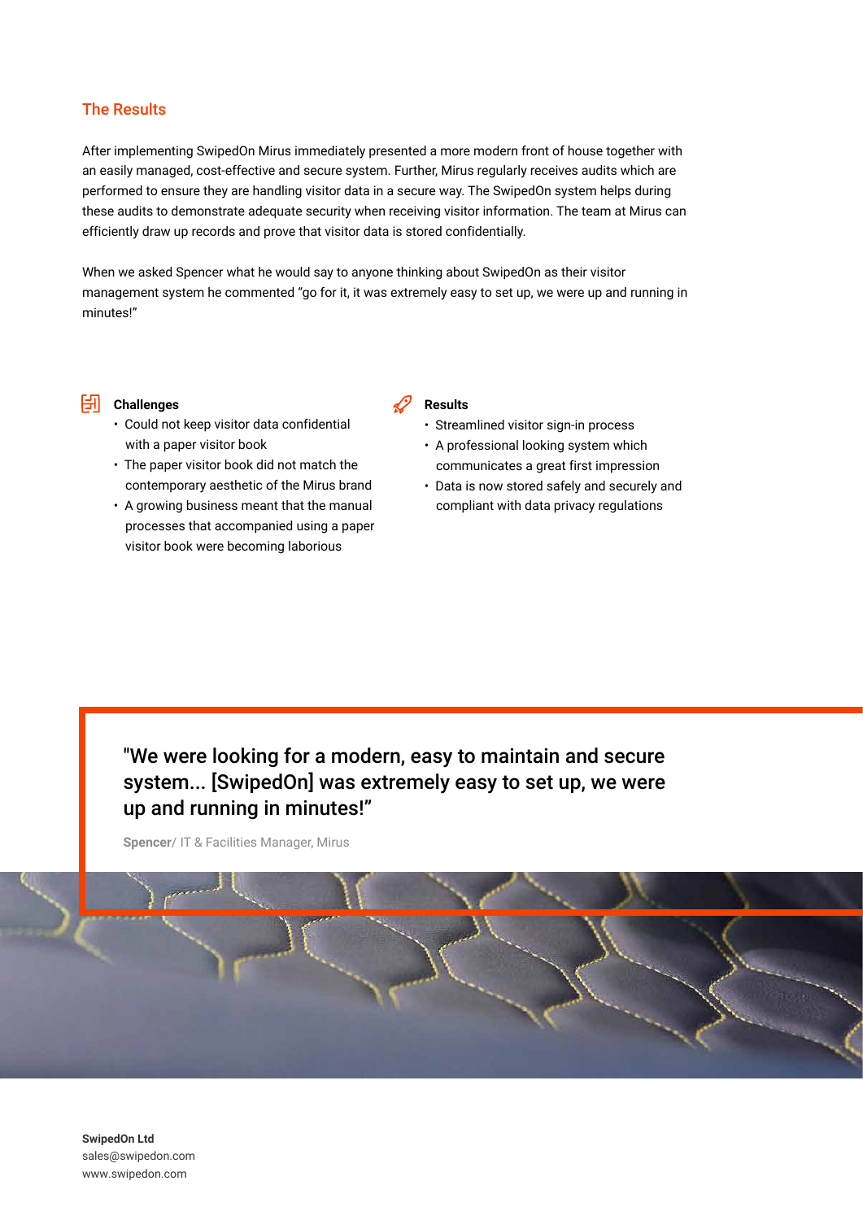## The Results

After implementing SwipedOn Mirus immediately presented a more modern front of house together with an easily managed, cost-effective and secure system. Further, Mirus regularly receives audits which are performed to ensure they are handling visitor data in a secure way. The SwipedOn system helps during these audits to demonstrate adequate security when receiving visitor information. The team at Mirus can efficiently draw up records and prove that visitor data is stored confidentially.

When we asked Spencer what he would say to anyone thinking about SwipedOn as their visitor management system he commented “go for it, it was extremely easy to set up, we were up and running in minutes!”

### Challenges

- Could not keep visitor data confidential with a paper visitor book
- The paper visitor book did not match the contemporary aesthetic of the Mirus brand
- A growing business meant that the manual processes that accompanied using a paper visitor book were becoming laborious

### Results

- Streamlined visitor sign-in process
- A professional looking system which communicates a great first impression
- Data is now stored safely and securely and compliant with data privacy regulations

> "We were looking for a modern, easy to maintain and secure system... [SwipedOn] was extremely easy to set up, we were up and running in minutes!”
>
> **Spencer**/ IT & Facilities Manager, Mirus

**SwipedOn Ltd**
sales@swipedon.com
www.swipedon.com